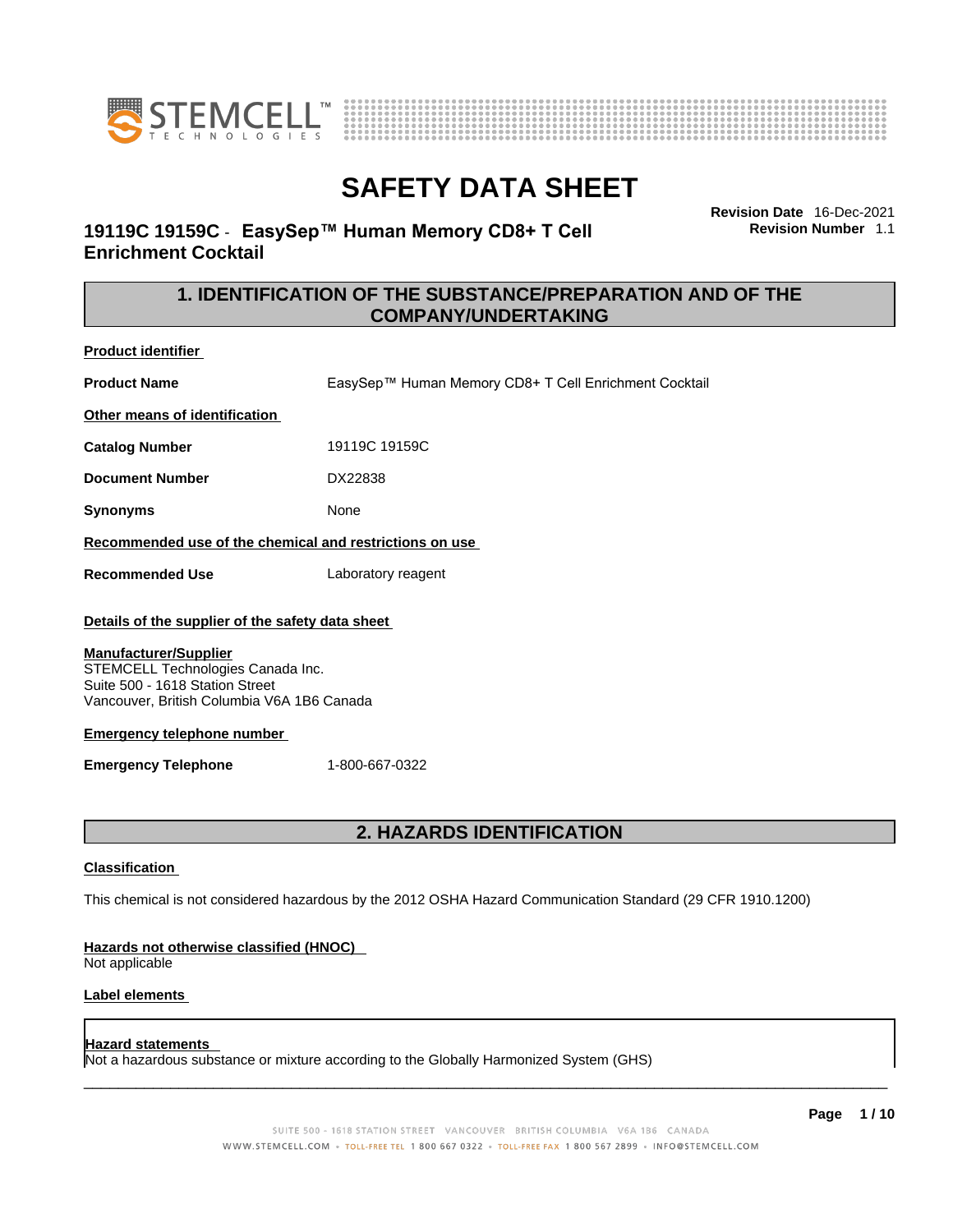# SAFETY DATA SHEET

**19119C 19159C - EasySep™ Human Memory CD8+ T Cell Enrichment Cocktail**

**Revision Date** 16-Dec-2021
**Revision Number** 1.1

## 1. IDENTIFICATION OF THE SUBSTANCE/PREPARATION AND OF THE COMPANY/UNDERTAKING

**Product identifier**

**Product Name** EasySep™ Human Memory CD8+ T Cell Enrichment Cocktail

**Other means of identification**

**Catalog Number** 19119C 19159C

**Document Number** DX22838

**Synonyms** None

**Recommended use of the chemical and restrictions on use**

**Recommended Use** Laboratory reagent

**Details of the supplier of the safety data sheet**

**Manufacturer/Supplier**
STEMCELL Technologies Canada Inc.
Suite 500 - 1618 Station Street
Vancouver, British Columbia V6A 1B6 Canada

**Emergency telephone number**

**Emergency Telephone** 1-800-667-0322

## 2. HAZARDS IDENTIFICATION

**Classification**

This chemical is not considered hazardous by the 2012 OSHA Hazard Communication Standard (29 CFR 1910.1200)

**Hazards not otherwise classified (HNOC)**
Not applicable

**Label elements**

**Hazard statements**
Not a hazardous substance or mixture according to the Globally Harmonized System (GHS)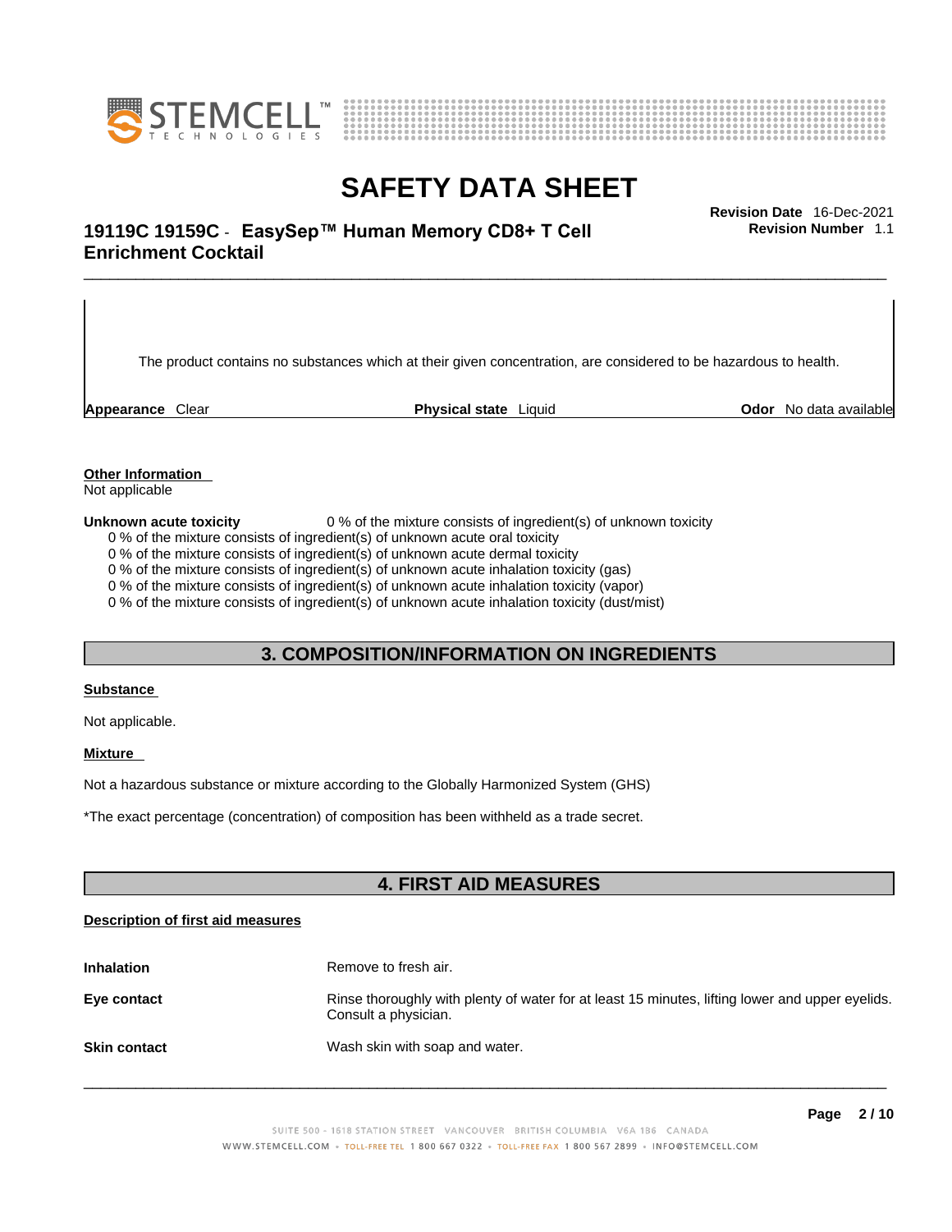The product contains no substances which at their given concentration, are considered to be hazardous to health.

**Appearance** Clear **Physical state** Liquid **Odor** No data available

**Other Information**

Not applicable

**Unknown acute toxicity** 0 % of the mixture consists of ingredient(s) of unknown toxicity

0 % of the mixture consists of ingredient(s) of unknown acute oral toxicity
0 % of the mixture consists of ingredient(s) of unknown acute dermal toxicity
0 % of the mixture consists of ingredient(s) of unknown acute inhalation toxicity (gas)
0 % of the mixture consists of ingredient(s) of unknown acute inhalation toxicity (vapor)
0 % of the mixture consists of ingredient(s) of unknown acute inhalation toxicity (dust/mist)

## 3. COMPOSITION/INFORMATION ON INGREDIENTS

**Substance**

Not applicable.

**Mixture**

Not a hazardous substance or mixture according to the Globally Harmonized System (GHS)

*The exact percentage (concentration) of composition has been withheld as a trade secret.

## 4. FIRST AID MEASURES

**Description of first aid measures**

**Inhalation** Remove to fresh air.

**Eye contact** Rinse thoroughly with plenty of water for at least 15 minutes, lifting lower and upper eyelids. Consult a physician.

**Skin contact** Wash skin with soap and water.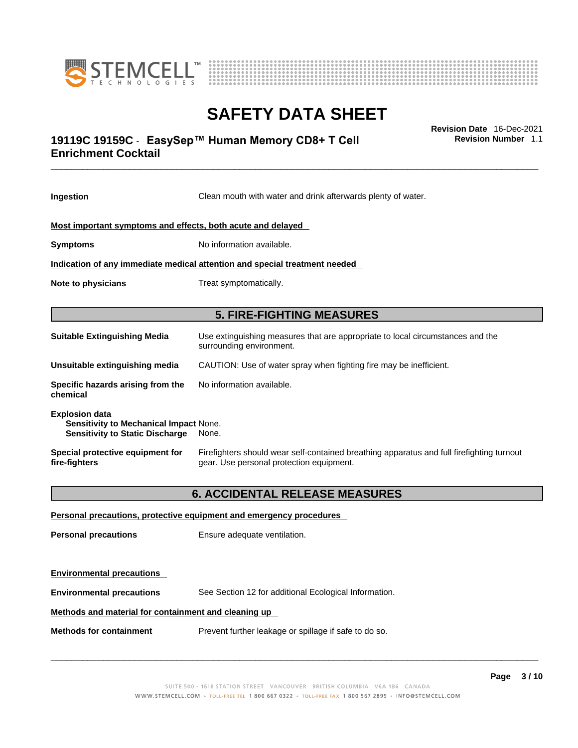**Ingestion** Clean mouth with water and drink afterwards plenty of water.

**Most important symptoms and effects, both acute and delayed**

**Symptoms** No information available.

**Indication of any immediate medical attention and special treatment needed**

**Note to physicians** Treat symptomatically.

## 5. FIRE-FIGHTING MEASURES

**Suitable Extinguishing Media** Use extinguishing measures that are appropriate to local circumstances and the surrounding environment.

**Unsuitable extinguishing media** CAUTION: Use of water spray when fighting fire may be inefficient.

**Specific hazards arising from the chemical** No information available.

**Explosion data**
**Sensitivity to Mechanical Impact** None.
**Sensitivity to Static Discharge** None.

**Special protective equipment for fire-fighters** Firefighters should wear self-contained breathing apparatus and full firefighting turnout gear. Use personal protection equipment.

## 6. ACCIDENTAL RELEASE MEASURES

**Personal precautions, protective equipment and emergency procedures**

**Personal precautions** Ensure adequate ventilation.

**Environmental precautions**

**Environmental precautions** See Section 12 for additional Ecological Information.

**Methods and material for containment and cleaning up**

**Methods for containment** Prevent further leakage or spillage if safe to do so.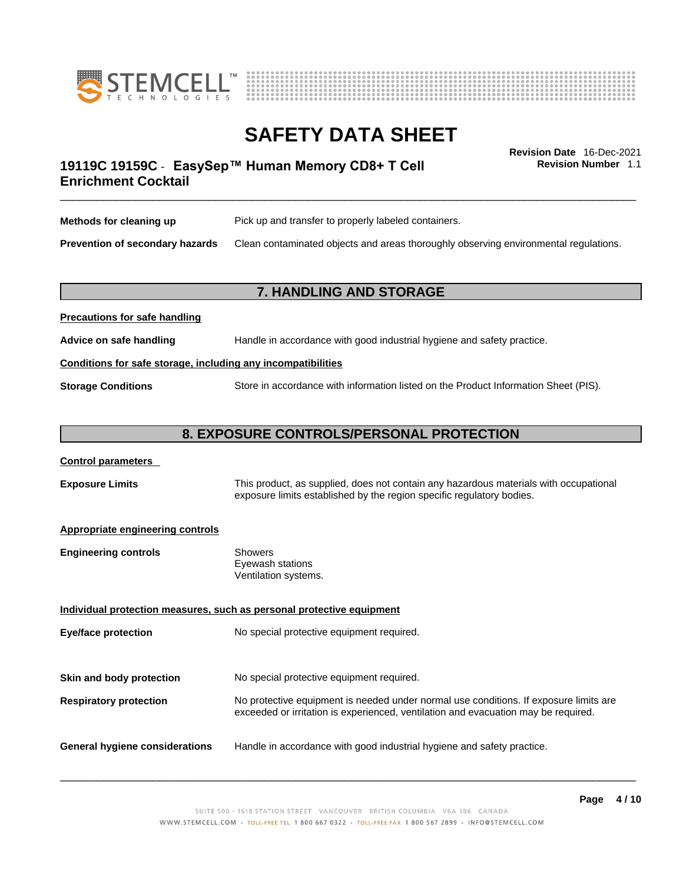**Methods for cleaning up** Pick up and transfer to properly labeled containers.

**Prevention of secondary hazards** Clean contaminated objects and areas thoroughly observing environmental regulations.

## 7. HANDLING AND STORAGE

**Precautions for safe handling**

**Advice on safe handling** Handle in accordance with good industrial hygiene and safety practice.

**Conditions for safe storage, including any incompatibilities**

**Storage Conditions** Store in accordance with information listed on the Product Information Sheet (PIS).

## 8. EXPOSURE CONTROLS/PERSONAL PROTECTION

**Control parameters**

**Exposure Limits** This product, as supplied, does not contain any hazardous materials with occupational exposure limits established by the region specific regulatory bodies.

**Appropriate engineering controls**

**Engineering controls** Showers
Eyewash stations
Ventilation systems.

**Individual protection measures, such as personal protective equipment**

**Eye/face protection** No special protective equipment required.

**Skin and body protection** No special protective equipment required.

**Respiratory protection** No protective equipment is needed under normal use conditions. If exposure limits are exceeded or irritation is experienced, ventilation and evacuation may be required.

**General hygiene considerations** Handle in accordance with good industrial hygiene and safety practice.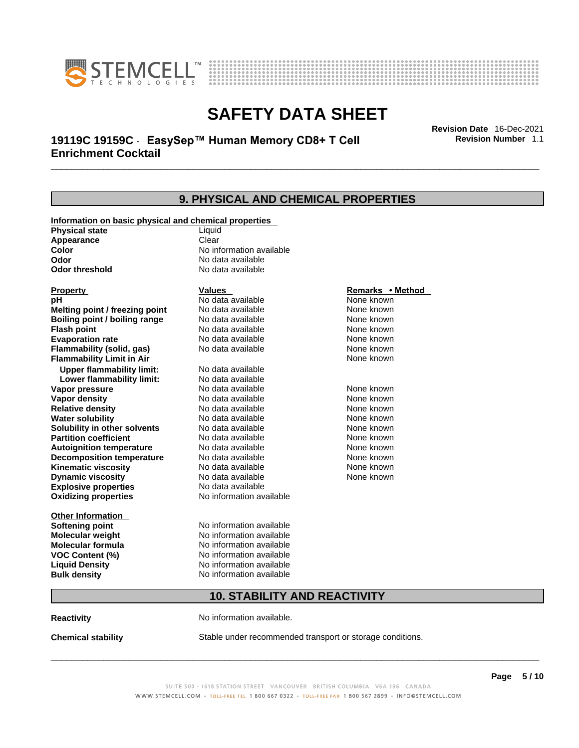## 9. PHYSICAL AND CHEMICAL PROPERTIES

**Information on basic physical and chemical properties**

| | |
|---|---|
| **Physical state** | Liquid |
| **Appearance** | Clear |
| **Color** | No information available |
| **Odor** | No data available |
| **Odor threshold** | No data available |

| **Property** | **Values** | **Remarks • Method** |
|---|---|---|
| **pH** | No data available | None known |
| **Melting point / freezing point** | No data available | None known |
| **Boiling point / boiling range** | No data available | None known |
| **Flash point** | No data available | None known |
| **Evaporation rate** | No data available | None known |
| **Flammability (solid, gas)** | No data available | None known |
| **Flammability Limit in Air** | | None known |
| **Upper flammability limit:** | No data available | |
| **Lower flammability limit:** | No data available | |
| **Vapor pressure** | No data available | None known |
| **Vapor density** | No data available | None known |
| **Relative density** | No data available | None known |
| **Water solubility** | No data available | None known |
| **Solubility in other solvents** | No data available | None known |
| **Partition coefficient** | No data available | None known |
| **Autoignition temperature** | No data available | None known |
| **Decomposition temperature** | No data available | None known |
| **Kinematic viscosity** | No data available | None known |
| **Dynamic viscosity** | No data available | None known |
| **Explosive properties** | No data available | |
| **Oxidizing properties** | No information available | |

**Other Information**

| | |
|---|---|
| **Softening point** | No information available |
| **Molecular weight** | No information available |
| **Molecular formula** | No information available |
| **VOC Content (%)** | No information available |
| **Liquid Density** | No information available |
| **Bulk density** | No information available |

## 10. STABILITY AND REACTIVITY

**Reactivity** No information available.

**Chemical stability** Stable under recommended transport or storage conditions.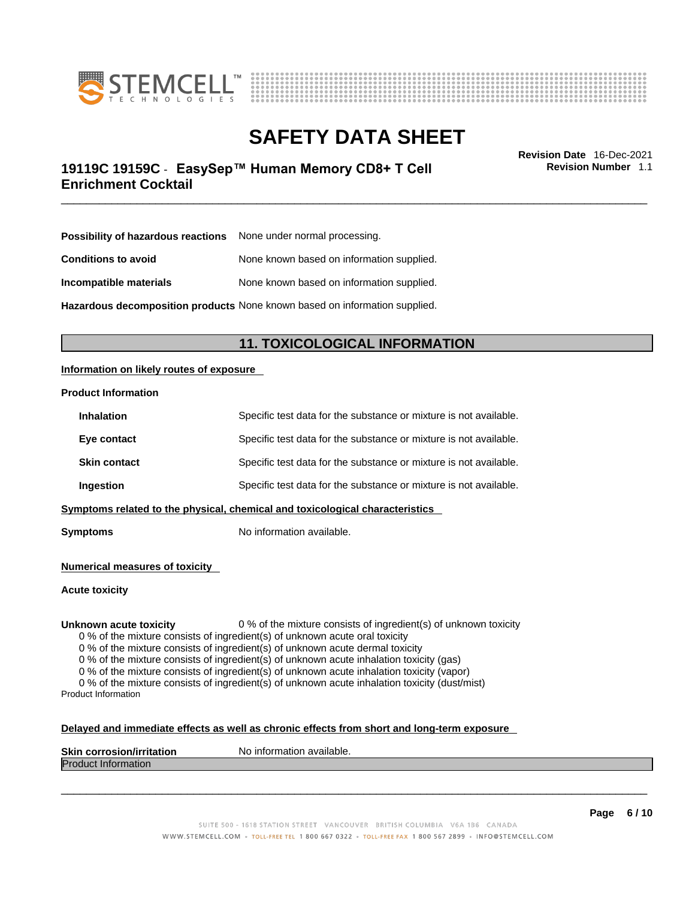| | |
|---|---|
| **Possibility of hazardous reactions** | None under normal processing. |
| **Conditions to avoid** | None known based on information supplied. |
| **Incompatible materials** | None known based on information supplied. |
| **Hazardous decomposition products** | None known based on information supplied. |

## 11. TOXICOLOGICAL INFORMATION

**Information on likely routes of exposure**

**Product Information**

| | |
|---|---|
| **Inhalation** | Specific test data for the substance or mixture is not available. |
| **Eye contact** | Specific test data for the substance or mixture is not available. |
| **Skin contact** | Specific test data for the substance or mixture is not available. |
| **Ingestion** | Specific test data for the substance or mixture is not available. |

**Symptoms related to the physical, chemical and toxicological characteristics**

**Symptoms** No information available.

**Numerical measures of toxicity**

**Acute toxicity**

**Unknown acute toxicity** 0 % of the mixture consists of ingredient(s) of unknown toxicity

0 % of the mixture consists of ingredient(s) of unknown acute oral toxicity
0 % of the mixture consists of ingredient(s) of unknown acute dermal toxicity
0 % of the mixture consists of ingredient(s) of unknown acute inhalation toxicity (gas)
0 % of the mixture consists of ingredient(s) of unknown acute inhalation toxicity (vapor)
0 % of the mixture consists of ingredient(s) of unknown acute inhalation toxicity (dust/mist)

Product Information

**Delayed and immediate effects as well as chronic effects from short and long-term exposure**

**Skin corrosion/irritation** No information available.

Product Information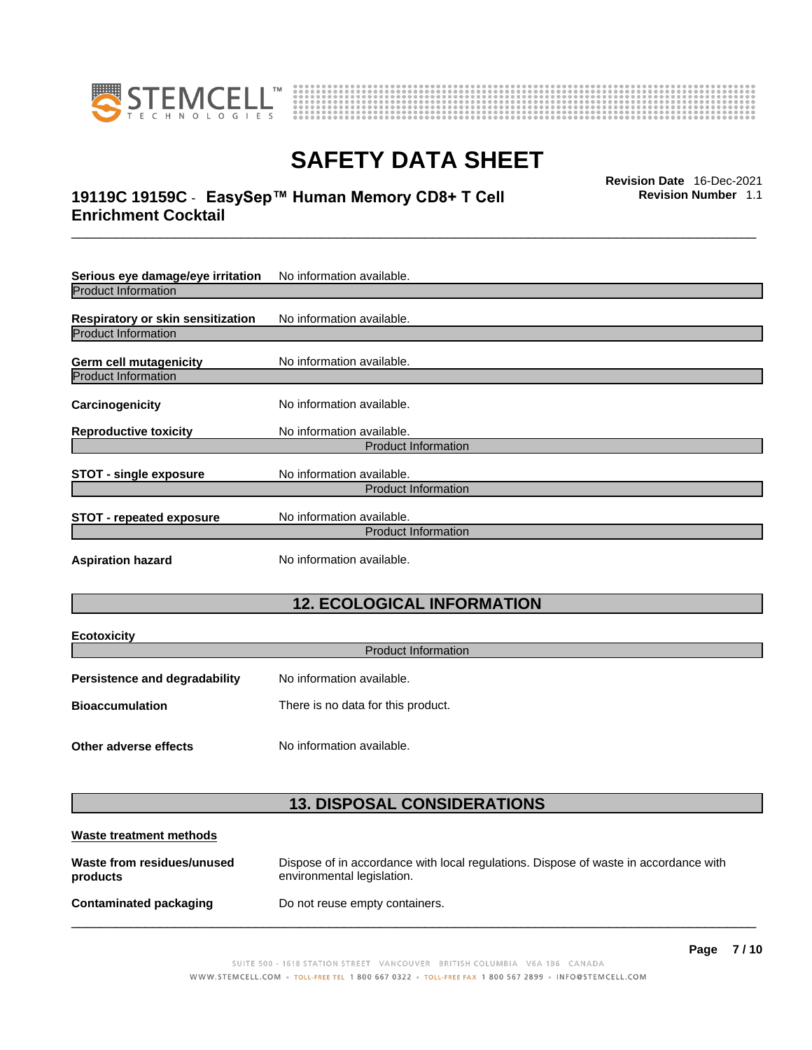**Serious eye damage/eye irritation** No information available.

Product Information

**Respiratory or skin sensitization** No information available.

Product Information

**Germ cell mutagenicity** No information available.

Product Information

**Carcinogenicity** No information available.

**Reproductive toxicity** No information available.

Product Information

**STOT - single exposure** No information available.

Product Information

**STOT - repeated exposure** No information available.

Product Information

**Aspiration hazard** No information available.

## 12. ECOLOGICAL INFORMATION

**Ecotoxicity**

Product Information

**Persistence and degradability** No information available.

**Bioaccumulation** There is no data for this product.

**Other adverse effects** No information available.

## 13. DISPOSAL CONSIDERATIONS

**Waste treatment methods**

**Waste from residues/unused products** Dispose of in accordance with local regulations. Dispose of waste in accordance with environmental legislation.

**Contaminated packaging** Do not reuse empty containers.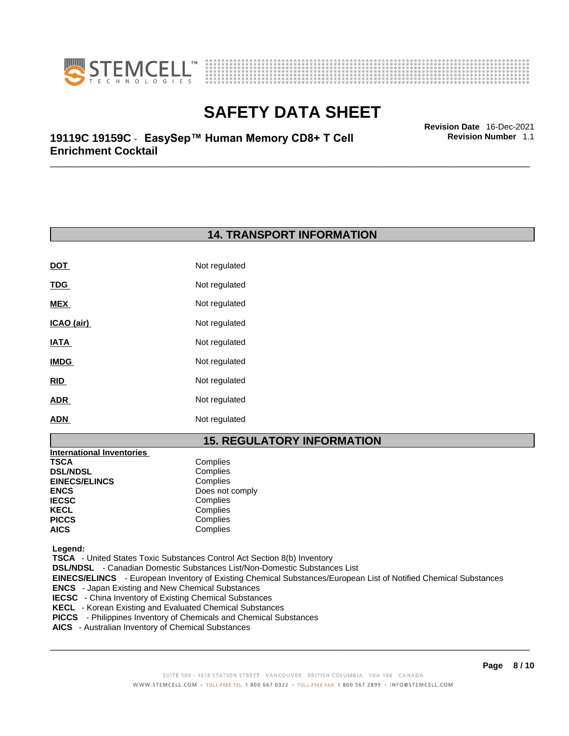## 14. TRANSPORT INFORMATION

| | |
|---|---|
| **DOT** | Not regulated |
| **TDG** | Not regulated |
| **MEX** | Not regulated |
| **ICAO (air)** | Not regulated |
| **IATA** | Not regulated |
| **IMDG** | Not regulated |
| **RID** | Not regulated |
| **ADR** | Not regulated |
| **ADN** | Not regulated |

## 15. REGULATORY INFORMATION

**International Inventories**

| | |
|---|---|
| **TSCA** | Complies |
| **DSL/NDSL** | Complies |
| **EINECS/ELINCS** | Complies |
| **ENCS** | Does not comply |
| **IECSC** | Complies |
| **KECL** | Complies |
| **PICCS** | Complies |
| **AICS** | Complies |

**Legend:**

**TSCA** - United States Toxic Substances Control Act Section 8(b) Inventory
**DSL/NDSL** - Canadian Domestic Substances List/Non-Domestic Substances List
**EINECS/ELINCS** - European Inventory of Existing Chemical Substances/European List of Notified Chemical Substances
**ENCS** - Japan Existing and New Chemical Substances
**IECSC** - China Inventory of Existing Chemical Substances
**KECL** - Korean Existing and Evaluated Chemical Substances
**PICCS** - Philippines Inventory of Chemicals and Chemical Substances
**AICS** - Australian Inventory of Chemical Substances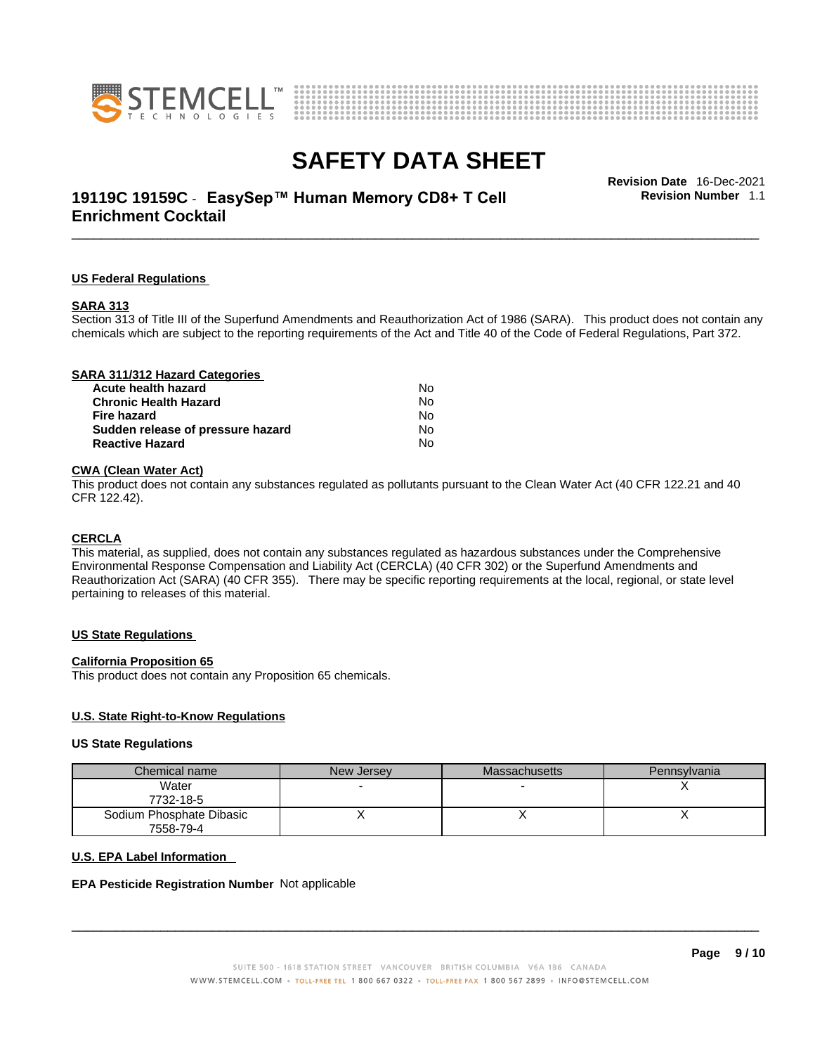## US Federal Regulations

### SARA 313

Section 313 of Title III of the Superfund Amendments and Reauthorization Act of 1986 (SARA). This product does not contain any chemicals which are subject to the reporting requirements of the Act and Title 40 of the Code of Federal Regulations, Part 372.

### SARA 311/312 Hazard Categories

| | |
|---|---|
| **Acute health hazard** | No |
| **Chronic Health Hazard** | No |
| **Fire hazard** | No |
| **Sudden release of pressure hazard** | No |
| **Reactive Hazard** | No |

### CWA (Clean Water Act)

This product does not contain any substances regulated as pollutants pursuant to the Clean Water Act (40 CFR 122.21 and 40 CFR 122.42).

### CERCLA

This material, as supplied, does not contain any substances regulated as hazardous substances under the Comprehensive Environmental Response Compensation and Liability Act (CERCLA) (40 CFR 302) or the Superfund Amendments and Reauthorization Act (SARA) (40 CFR 355). There may be specific reporting requirements at the local, regional, or state level pertaining to releases of this material.

## US State Regulations

### California Proposition 65

This product does not contain any Proposition 65 chemicals.

### U.S. State Right-to-Know Regulations

**US State Regulations**

| Chemical name | New Jersey | Massachusetts | Pennsylvania |
|---|---|---|---|
| Water<br>7732-18-5 | - | - | X |
| Sodium Phosphate Dibasic<br>7558-79-4 | X | X | X |

### U.S. EPA Label Information

**EPA Pesticide Registration Number** Not applicable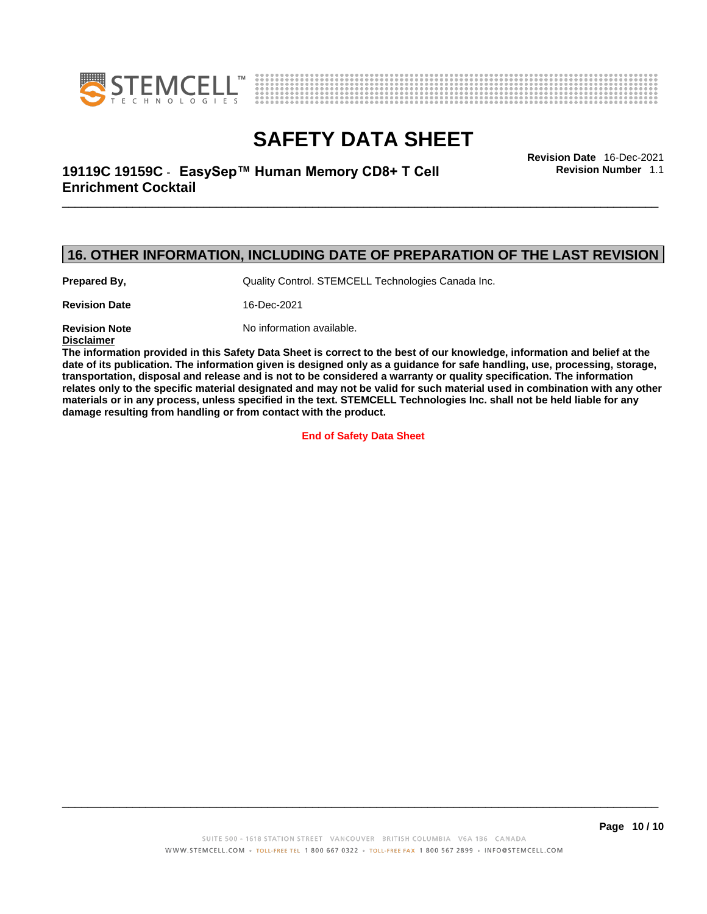## 16. OTHER INFORMATION, INCLUDING DATE OF PREPARATION OF THE LAST REVISION

**Prepared By,** Quality Control. STEMCELL Technologies Canada Inc.

**Revision Date** 16-Dec-2021

**Revision Note** No information available.

**Disclaimer**

**The information provided in this Safety Data Sheet is correct to the best of our knowledge, information and belief at the date of its publication. The information given is designed only as a guidance for safe handling, use, processing, storage, transportation, disposal and release and is not to be considered a warranty or quality specification. The information relates only to the specific material designated and may not be valid for such material used in combination with any other materials or in any process, unless specified in the text. STEMCELL Technologies Inc. shall not be held liable for any damage resulting from handling or from contact with the product.**

**End of Safety Data Sheet**